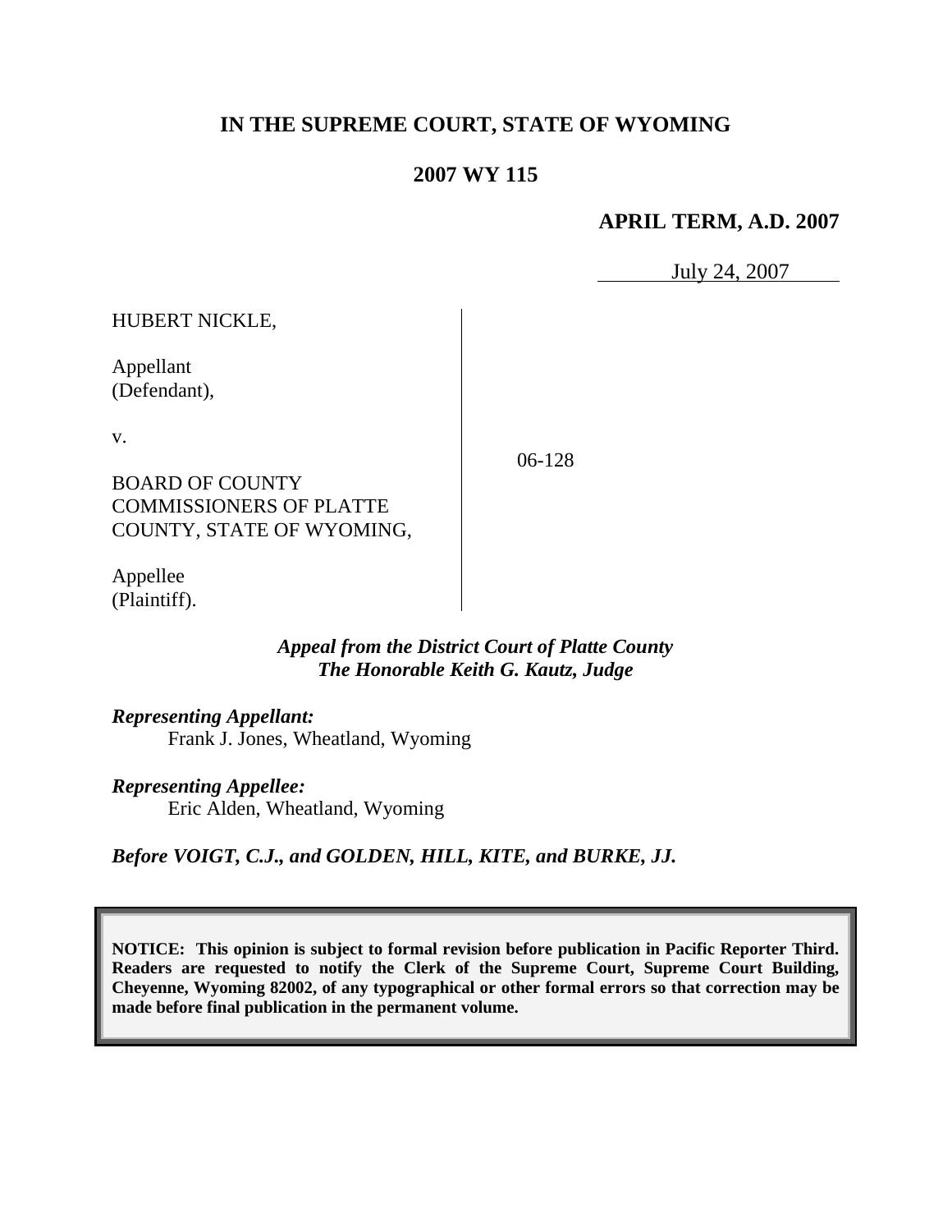# IN THE SUPREME COURT, STATE OF WYOMING

## 2007 WY 115

**APRIL TERM, A.D. 2007**

July 24, 2007

HUBERT NICKLE,

Appellant
(Defendant),

v.

BOARD OF COUNTY COMMISSIONERS OF PLATTE COUNTY, STATE OF WYOMING,

Appellee
(Plaintiff).

06-128

*Appeal from the District Court of Platte County*
*The Honorable Keith G. Kautz, Judge*

***Representing Appellant:***
Frank J. Jones, Wheatland, Wyoming

***Representing Appellee:***
Eric Alden, Wheatland, Wyoming

***Before VOIGT, C.J., and GOLDEN, HILL, KITE, and BURKE, JJ.***

**NOTICE: This opinion is subject to formal revision before publication in Pacific Reporter Third. Readers are requested to notify the Clerk of the Supreme Court, Supreme Court Building, Cheyenne, Wyoming 82002, of any typographical or other formal errors so that correction may be made before final publication in the permanent volume.**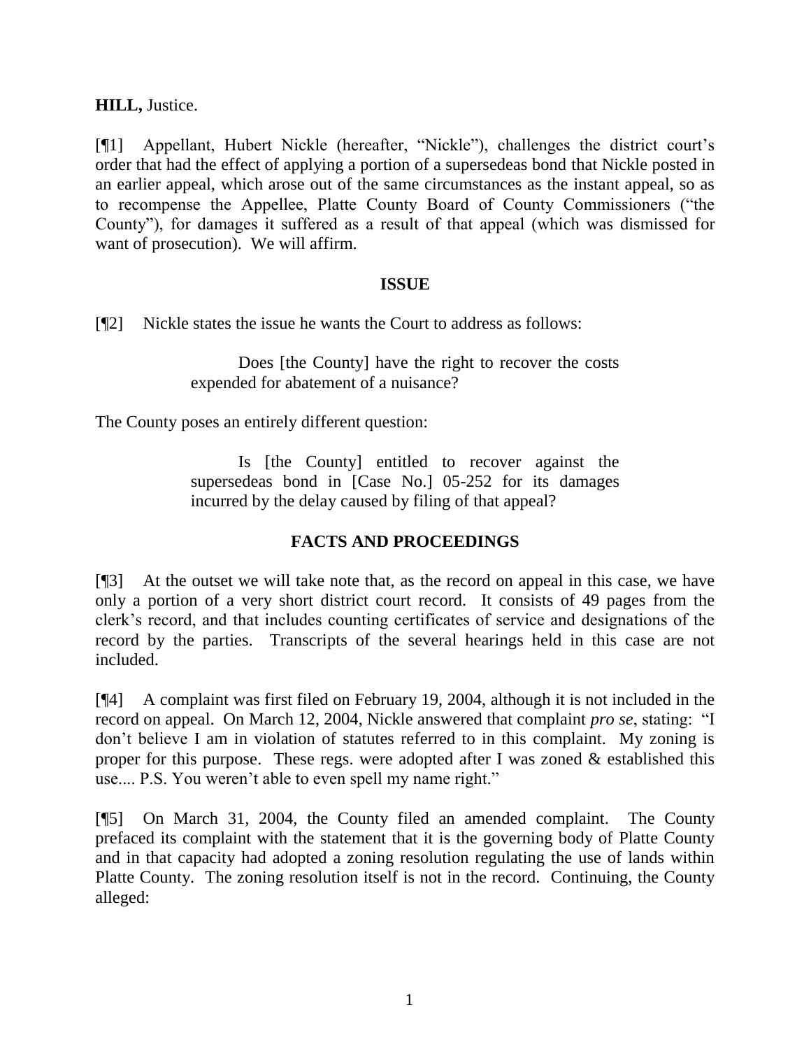**HILL,** Justice.

[¶1] Appellant, Hubert Nickle (hereafter, "Nickle"), challenges the district court's order that had the effect of applying a portion of a supersedeas bond that Nickle posted in an earlier appeal, which arose out of the same circumstances as the instant appeal, so as to recompense the Appellee, Platte County Board of County Commissioners ("the County"), for damages it suffered as a result of that appeal (which was dismissed for want of prosecution). We will affirm.

## ISSUE

[¶2] Nickle states the issue he wants the Court to address as follows:

> Does [the County] have the right to recover the costs expended for abatement of a nuisance?

The County poses an entirely different question:

> Is [the County] entitled to recover against the supersedeas bond in [Case No.] 05-252 for its damages incurred by the delay caused by filing of that appeal?

## FACTS AND PROCEEDINGS

[¶3] At the outset we will take note that, as the record on appeal in this case, we have only a portion of a very short district court record. It consists of 49 pages from the clerk's record, and that includes counting certificates of service and designations of the record by the parties. Transcripts of the several hearings held in this case are not included.

[¶4] A complaint was first filed on February 19, 2004, although it is not included in the record on appeal. On March 12, 2004, Nickle answered that complaint *pro se*, stating: "I don't believe I am in violation of statutes referred to in this complaint. My zoning is proper for this purpose. These regs. were adopted after I was zoned & established this use.... P.S. You weren't able to even spell my name right."

[¶5] On March 31, 2004, the County filed an amended complaint. The County prefaced its complaint with the statement that it is the governing body of Platte County and in that capacity had adopted a zoning resolution regulating the use of lands within Platte County. The zoning resolution itself is not in the record. Continuing, the County alleged: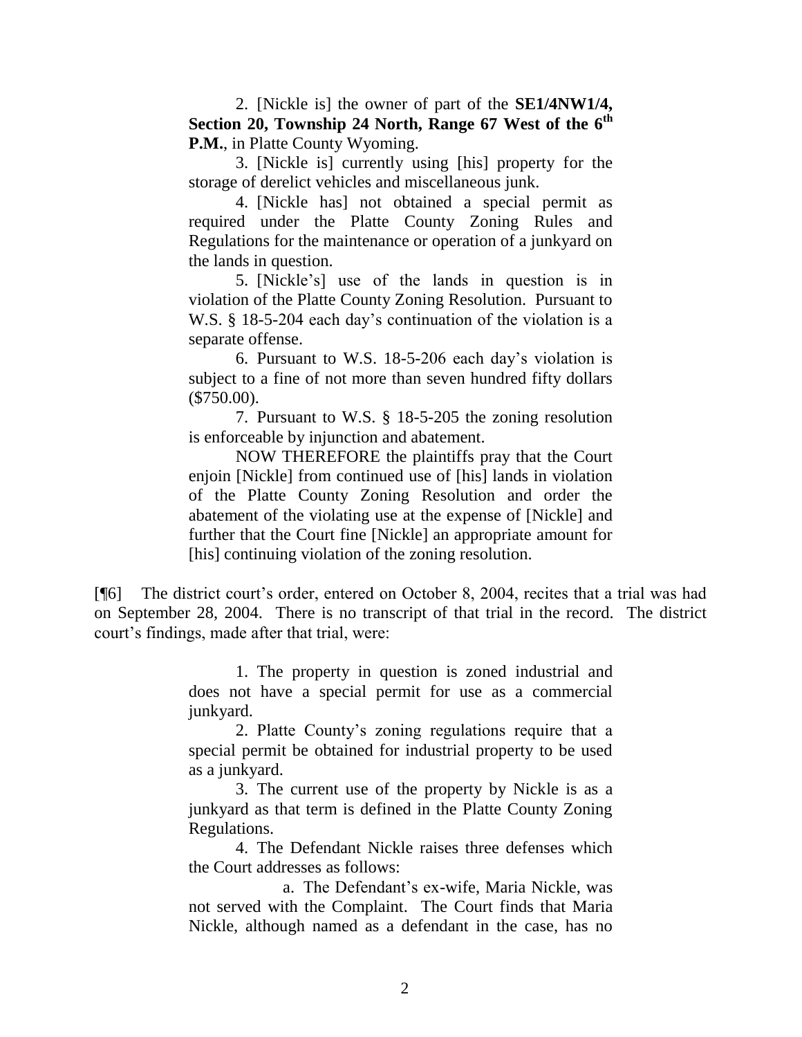> 2. [Nickle is] the owner of part of the **SE1/4NW1/4, Section 20, Township 24 North, Range 67 West of the 6th P.M.**, in Platte County Wyoming.
>
> 3. [Nickle is] currently using [his] property for the storage of derelict vehicles and miscellaneous junk.
>
> 4. [Nickle has] not obtained a special permit as required under the Platte County Zoning Rules and Regulations for the maintenance or operation of a junkyard on the lands in question.
>
> 5. [Nickle's] use of the lands in question is in violation of the Platte County Zoning Resolution. Pursuant to W.S. § 18-5-204 each day's continuation of the violation is a separate offense.
>
> 6. Pursuant to W.S. 18-5-206 each day's violation is subject to a fine of not more than seven hundred fifty dollars ($750.00).
>
> 7. Pursuant to W.S. § 18-5-205 the zoning resolution is enforceable by injunction and abatement.
>
> NOW THEREFORE the plaintiffs pray that the Court enjoin [Nickle] from continued use of [his] lands in violation of the Platte County Zoning Resolution and order the abatement of the violating use at the expense of [Nickle] and further that the Court fine [Nickle] an appropriate amount for [his] continuing violation of the zoning resolution.

[¶6] The district court's order, entered on October 8, 2004, recites that a trial was had on September 28, 2004. There is no transcript of that trial in the record. The district court's findings, made after that trial, were:

> 1. The property in question is zoned industrial and does not have a special permit for use as a commercial junkyard.
>
> 2. Platte County's zoning regulations require that a special permit be obtained for industrial property to be used as a junkyard.
>
> 3. The current use of the property by Nickle is as a junkyard as that term is defined in the Platte County Zoning Regulations.
>
> 4. The Defendant Nickle raises three defenses which the Court addresses as follows:
>
> a. The Defendant's ex-wife, Maria Nickle, was not served with the Complaint. The Court finds that Maria Nickle, although named as a defendant in the case, has no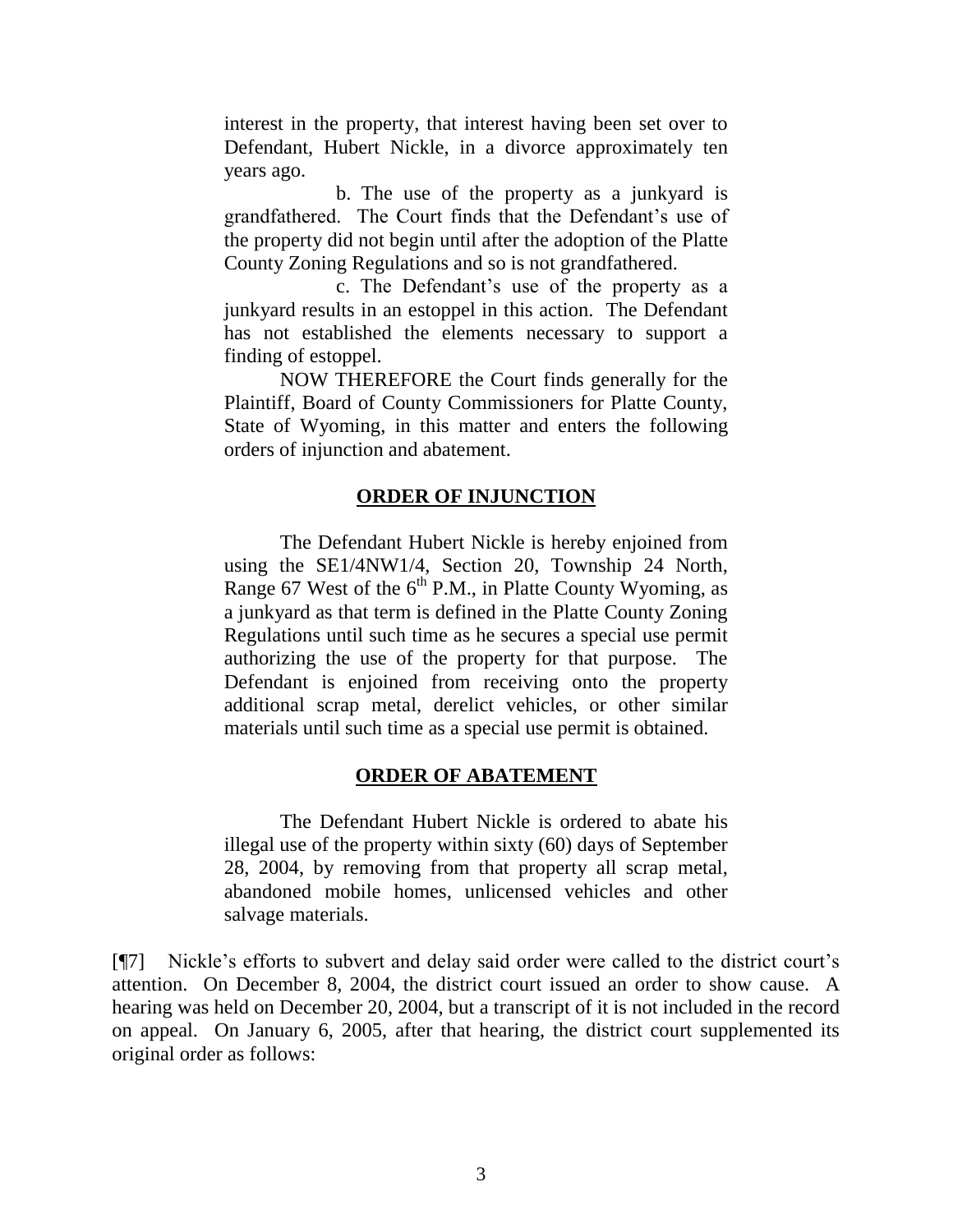interest in the property, that interest having been set over to Defendant, Hubert Nickle, in a divorce approximately ten years ago.

b. The use of the property as a junkyard is grandfathered. The Court finds that the Defendant's use of the property did not begin until after the adoption of the Platte County Zoning Regulations and so is not grandfathered.

c. The Defendant's use of the property as a junkyard results in an estoppel in this action. The Defendant has not established the elements necessary to support a finding of estoppel.

NOW THEREFORE the Court finds generally for the Plaintiff, Board of County Commissioners for Platte County, State of Wyoming, in this matter and enters the following orders of injunction and abatement.

**ORDER OF INJUNCTION**

The Defendant Hubert Nickle is hereby enjoined from using the SE1/4NW1/4, Section 20, Township 24 North, Range 67 West of the 6th P.M., in Platte County Wyoming, as a junkyard as that term is defined in the Platte County Zoning Regulations until such time as he secures a special use permit authorizing the use of the property for that purpose. The Defendant is enjoined from receiving onto the property additional scrap metal, derelict vehicles, or other similar materials until such time as a special use permit is obtained.

**ORDER OF ABATEMENT**

The Defendant Hubert Nickle is ordered to abate his illegal use of the property within sixty (60) days of September 28, 2004, by removing from that property all scrap metal, abandoned mobile homes, unlicensed vehicles and other salvage materials.

[¶7] Nickle's efforts to subvert and delay said order were called to the district court's attention. On December 8, 2004, the district court issued an order to show cause. A hearing was held on December 20, 2004, but a transcript of it is not included in the record on appeal. On January 6, 2005, after that hearing, the district court supplemented its original order as follows: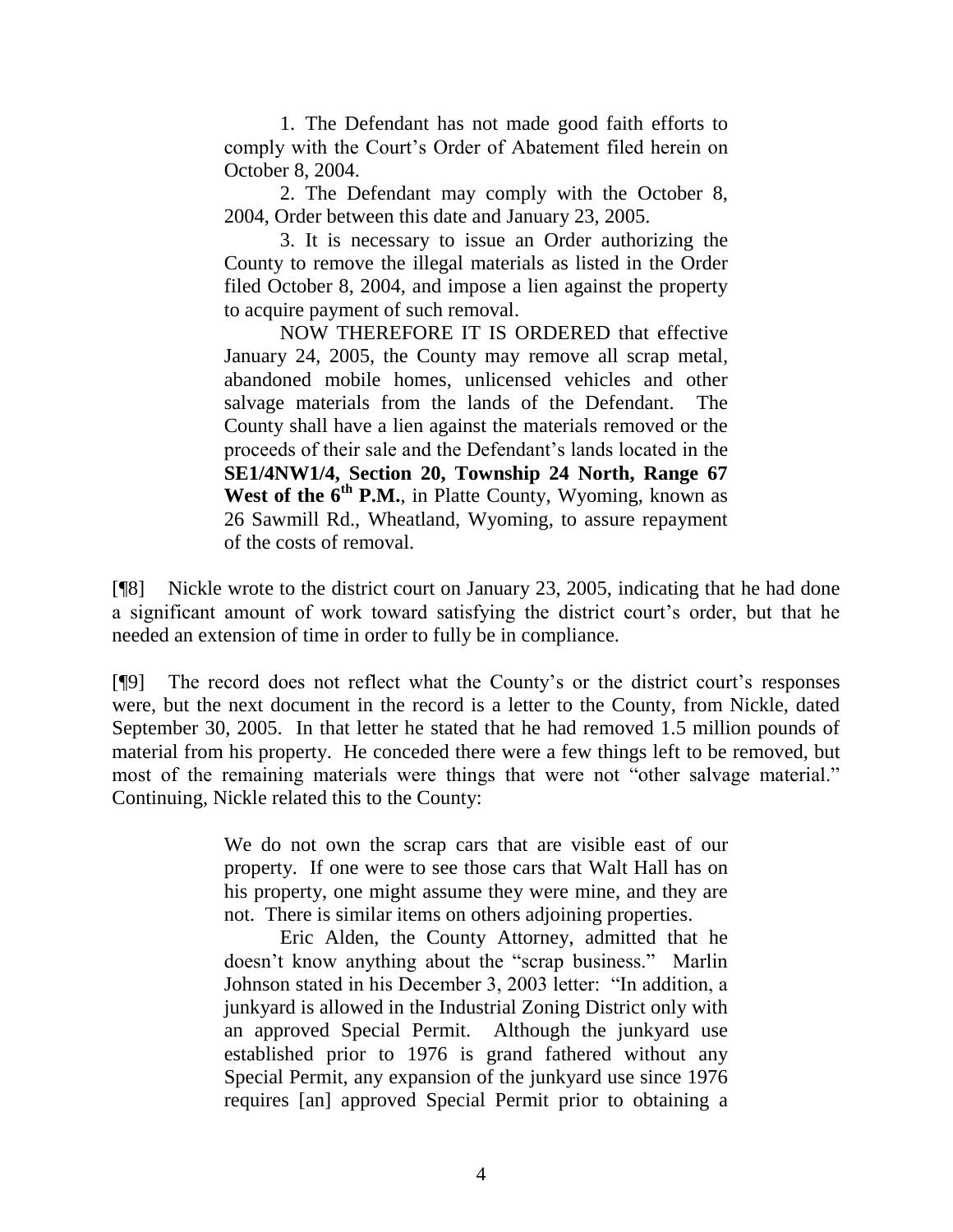> 1. The Defendant has not made good faith efforts to comply with the Court's Order of Abatement filed herein on October 8, 2004.
>
> 2. The Defendant may comply with the October 8, 2004, Order between this date and January 23, 2005.
>
> 3. It is necessary to issue an Order authorizing the County to remove the illegal materials as listed in the Order filed October 8, 2004, and impose a lien against the property to acquire payment of such removal.
>
> NOW THEREFORE IT IS ORDERED that effective January 24, 2005, the County may remove all scrap metal, abandoned mobile homes, unlicensed vehicles and other salvage materials from the lands of the Defendant. The County shall have a lien against the materials removed or the proceeds of their sale and the Defendant's lands located in the **SE1/4NW1/4, Section 20, Township 24 North, Range 67 West of the 6th P.M.**, in Platte County, Wyoming, known as 26 Sawmill Rd., Wheatland, Wyoming, to assure repayment of the costs of removal.

[¶8] Nickle wrote to the district court on January 23, 2005, indicating that he had done a significant amount of work toward satisfying the district court's order, but that he needed an extension of time in order to fully be in compliance.

[¶9] The record does not reflect what the County's or the district court's responses were, but the next document in the record is a letter to the County, from Nickle, dated September 30, 2005. In that letter he stated that he had removed 1.5 million pounds of material from his property. He conceded there were a few things left to be removed, but most of the remaining materials were things that were not "other salvage material." Continuing, Nickle related this to the County:

> We do not own the scrap cars that are visible east of our property. If one were to see those cars that Walt Hall has on his property, one might assume they were mine, and they are not. There is similar items on others adjoining properties.
>
> Eric Alden, the County Attorney, admitted that he doesn't know anything about the "scrap business." Marlin Johnson stated in his December 3, 2003 letter: "In addition, a junkyard is allowed in the Industrial Zoning District only with an approved Special Permit. Although the junkyard use established prior to 1976 is grand fathered without any Special Permit, any expansion of the junkyard use since 1976 requires [an] approved Special Permit prior to obtaining a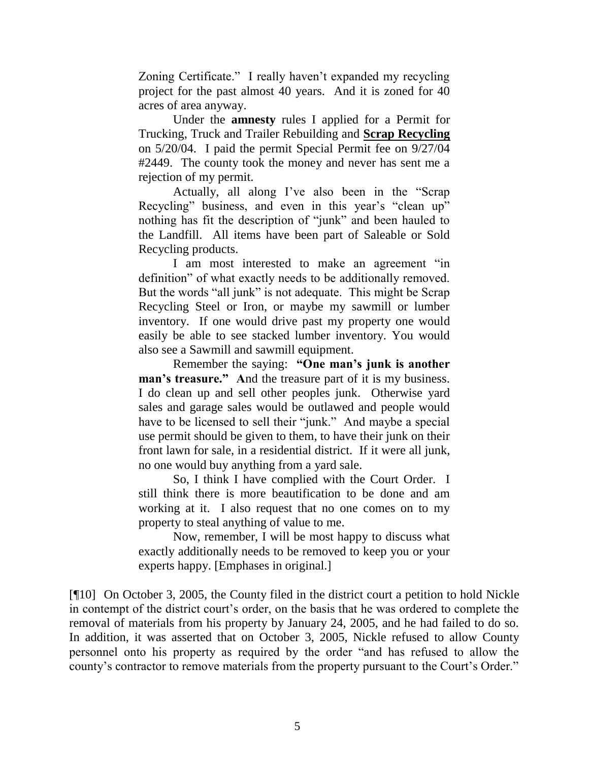> Zoning Certificate." I really haven't expanded my recycling project for the past almost 40 years. And it is zoned for 40 acres of area anyway.
>
> Under the **amnesty** rules I applied for a Permit for Trucking, Truck and Trailer Rebuilding and **Scrap Recycling** on 5/20/04. I paid the permit Special Permit fee on 9/27/04 #2449. The county took the money and never has sent me a rejection of my permit.
>
> Actually, all along I've also been in the "Scrap Recycling" business, and even in this year's "clean up" nothing has fit the description of "junk" and been hauled to the Landfill. All items have been part of Saleable or Sold Recycling products.
>
> I am most interested to make an agreement "in definition" of what exactly needs to be additionally removed. But the words "all junk" is not adequate. This might be Scrap Recycling Steel or Iron, or maybe my sawmill or lumber inventory. If one would drive past my property one would easily be able to see stacked lumber inventory. You would also see a Sawmill and sawmill equipment.
>
> Remember the saying: **"One man's junk is another man's treasure." A**nd the treasure part of it is my business. I do clean up and sell other peoples junk. Otherwise yard sales and garage sales would be outlawed and people would have to be licensed to sell their "junk." And maybe a special use permit should be given to them, to have their junk on their front lawn for sale, in a residential district. If it were all junk, no one would buy anything from a yard sale.
>
> So, I think I have complied with the Court Order. I still think there is more beautification to be done and am working at it. I also request that no one comes on to my property to steal anything of value to me.
>
> Now, remember, I will be most happy to discuss what exactly additionally needs to be removed to keep you or your experts happy. [Emphases in original.]

[¶10] On October 3, 2005, the County filed in the district court a petition to hold Nickle in contempt of the district court's order, on the basis that he was ordered to complete the removal of materials from his property by January 24, 2005, and he had failed to do so. In addition, it was asserted that on October 3, 2005, Nickle refused to allow County personnel onto his property as required by the order "and has refused to allow the county's contractor to remove materials from the property pursuant to the Court's Order."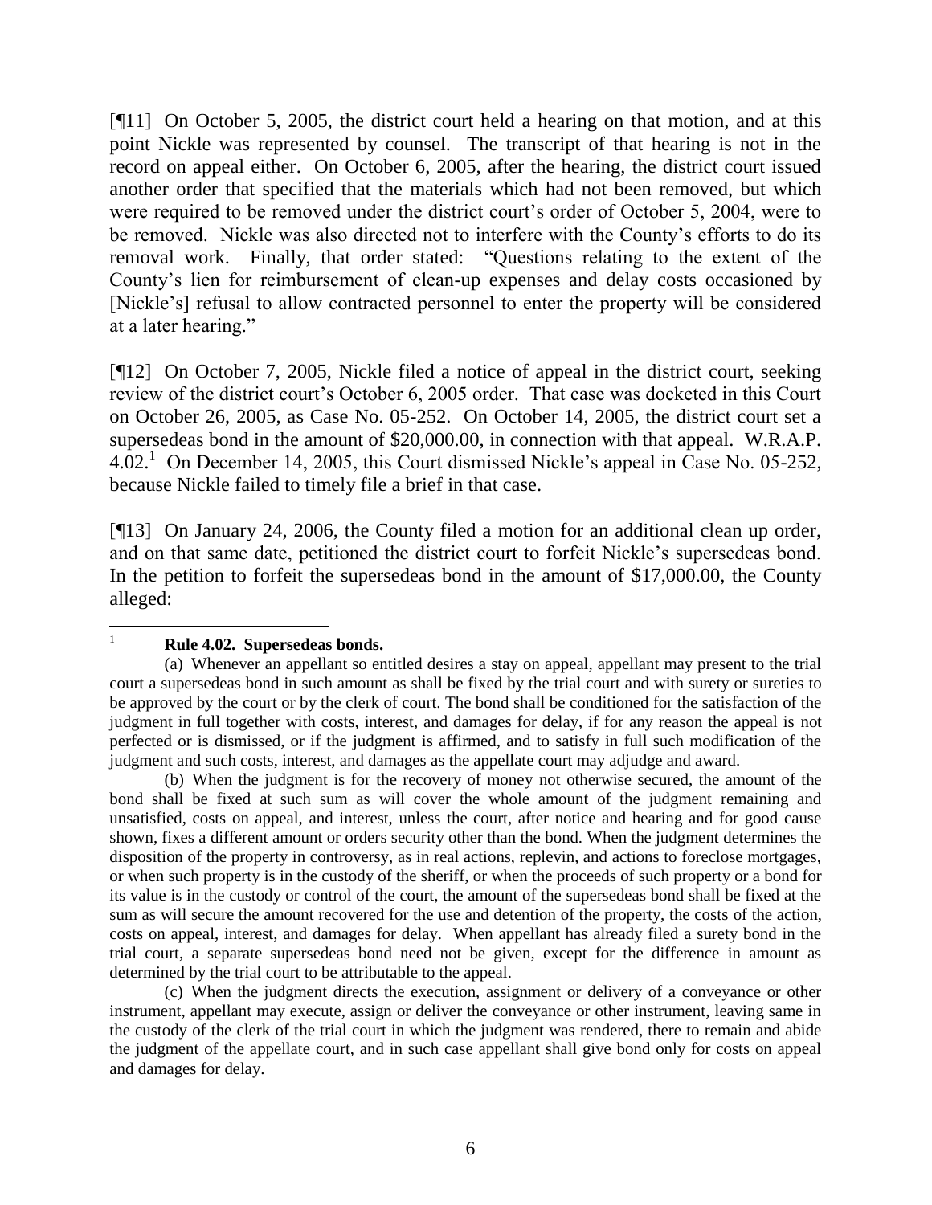[¶11] On October 5, 2005, the district court held a hearing on that motion, and at this point Nickle was represented by counsel. The transcript of that hearing is not in the record on appeal either. On October 6, 2005, after the hearing, the district court issued another order that specified that the materials which had not been removed, but which were required to be removed under the district court's order of October 5, 2004, were to be removed. Nickle was also directed not to interfere with the County's efforts to do its removal work. Finally, that order stated: "Questions relating to the extent of the County's lien for reimbursement of clean-up expenses and delay costs occasioned by [Nickle's] refusal to allow contracted personnel to enter the property will be considered at a later hearing."

[¶12] On October 7, 2005, Nickle filed a notice of appeal in the district court, seeking review of the district court's October 6, 2005 order. That case was docketed in this Court on October 26, 2005, as Case No. 05-252. On October 14, 2005, the district court set a supersedeas bond in the amount of $20,000.00, in connection with that appeal. W.R.A.P. 4.02.[1] On December 14, 2005, this Court dismissed Nickle's appeal in Case No. 05-252, because Nickle failed to timely file a brief in that case.

[¶13] On January 24, 2006, the County filed a motion for an additional clean up order, and on that same date, petitioned the district court to forfeit Nickle's supersedeas bond. In the petition to forfeit the supersedeas bond in the amount of $17,000.00, the County alleged:

---

[1] **Rule 4.02. Supersedeas bonds.**

(a) Whenever an appellant so entitled desires a stay on appeal, appellant may present to the trial court a supersedeas bond in such amount as shall be fixed by the trial court and with surety or sureties to be approved by the court or by the clerk of court. The bond shall be conditioned for the satisfaction of the judgment in full together with costs, interest, and damages for delay, if for any reason the appeal is not perfected or is dismissed, or if the judgment is affirmed, and to satisfy in full such modification of the judgment and such costs, interest, and damages as the appellate court may adjudge and award.

(b) When the judgment is for the recovery of money not otherwise secured, the amount of the bond shall be fixed at such sum as will cover the whole amount of the judgment remaining and unsatisfied, costs on appeal, and interest, unless the court, after notice and hearing and for good cause shown, fixes a different amount or orders security other than the bond. When the judgment determines the disposition of the property in controversy, as in real actions, replevin, and actions to foreclose mortgages, or when such property is in the custody of the sheriff, or when the proceeds of such property or a bond for its value is in the custody or control of the court, the amount of the supersedeas bond shall be fixed at the sum as will secure the amount recovered for the use and detention of the property, the costs of the action, costs on appeal, interest, and damages for delay. When appellant has already filed a surety bond in the trial court, a separate supersedeas bond need not be given, except for the difference in amount as determined by the trial court to be attributable to the appeal.

(c) When the judgment directs the execution, assignment or delivery of a conveyance or other instrument, appellant may execute, assign or deliver the conveyance or other instrument, leaving same in the custody of the clerk of the trial court in which the judgment was rendered, there to remain and abide the judgment of the appellate court, and in such case appellant shall give bond only for costs on appeal and damages for delay.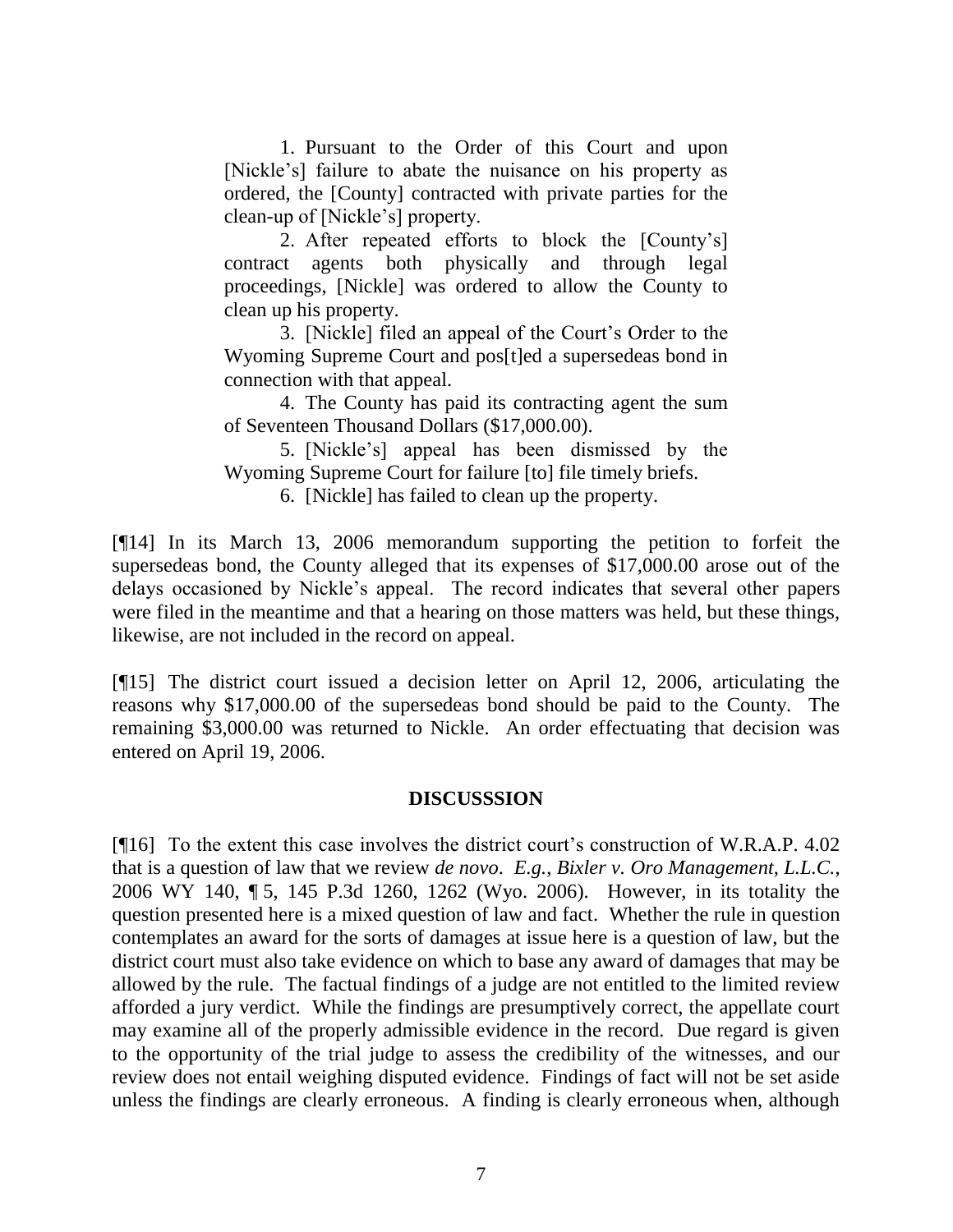> 1. Pursuant to the Order of this Court and upon [Nickle's] failure to abate the nuisance on his property as ordered, the [County] contracted with private parties for the clean-up of [Nickle's] property.
>
> 2. After repeated efforts to block the [County's] contract agents both physically and through legal proceedings, [Nickle] was ordered to allow the County to clean up his property.
>
> 3. [Nickle] filed an appeal of the Court's Order to the Wyoming Supreme Court and pos[t]ed a supersedeas bond in connection with that appeal.
>
> 4. The County has paid its contracting agent the sum of Seventeen Thousand Dollars ($17,000.00).
>
> 5. [Nickle's] appeal has been dismissed by the Wyoming Supreme Court for failure [to] file timely briefs.
>
> 6. [Nickle] has failed to clean up the property.

[¶14] In its March 13, 2006 memorandum supporting the petition to forfeit the supersedeas bond, the County alleged that its expenses of $17,000.00 arose out of the delays occasioned by Nickle's appeal. The record indicates that several other papers were filed in the meantime and that a hearing on those matters was held, but these things, likewise, are not included in the record on appeal.

[¶15] The district court issued a decision letter on April 12, 2006, articulating the reasons why $17,000.00 of the supersedeas bond should be paid to the County. The remaining $3,000.00 was returned to Nickle. An order effectuating that decision was entered on April 19, 2006.

## DISCUSSSION

[¶16] To the extent this case involves the district court's construction of W.R.A.P. 4.02 that is a question of law that we review *de novo*. *E.g.*, *Bixler v. Oro Management, L.L.C.*, 2006 WY 140, ¶ 5, 145 P.3d 1260, 1262 (Wyo. 2006). However, in its totality the question presented here is a mixed question of law and fact. Whether the rule in question contemplates an award for the sorts of damages at issue here is a question of law, but the district court must also take evidence on which to base any award of damages that may be allowed by the rule. The factual findings of a judge are not entitled to the limited review afforded a jury verdict. While the findings are presumptively correct, the appellate court may examine all of the properly admissible evidence in the record. Due regard is given to the opportunity of the trial judge to assess the credibility of the witnesses, and our review does not entail weighing disputed evidence. Findings of fact will not be set aside unless the findings are clearly erroneous. A finding is clearly erroneous when, although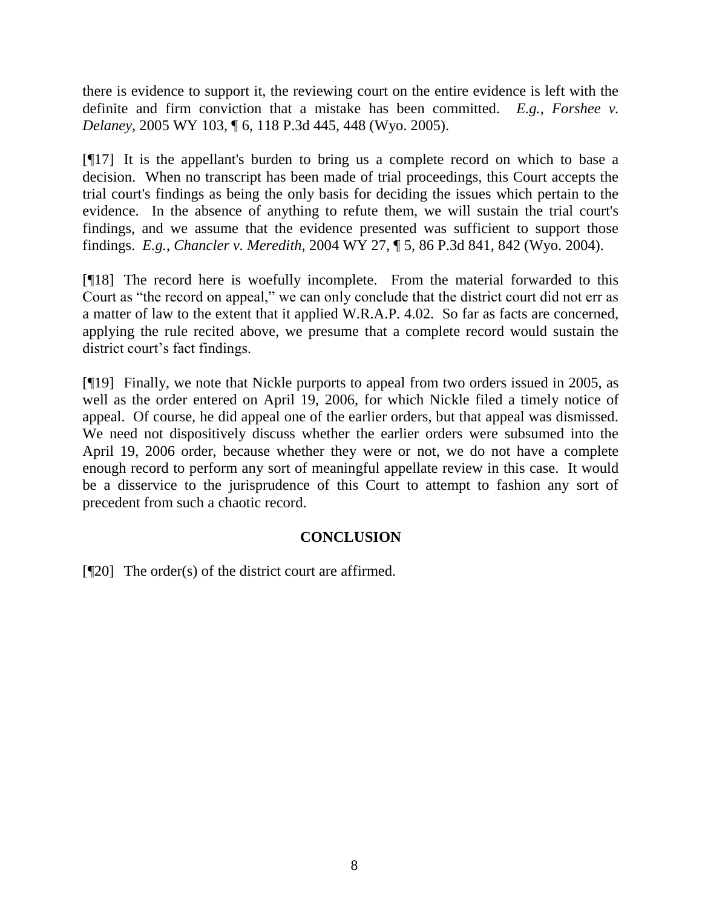there is evidence to support it, the reviewing court on the entire evidence is left with the definite and firm conviction that a mistake has been committed. *E.g.*, *Forshee v. Delaney*, 2005 WY 103, ¶ 6, 118 P.3d 445, 448 (Wyo. 2005).

[¶17] It is the appellant's burden to bring us a complete record on which to base a decision. When no transcript has been made of trial proceedings, this Court accepts the trial court's findings as being the only basis for deciding the issues which pertain to the evidence. In the absence of anything to refute them, we will sustain the trial court's findings, and we assume that the evidence presented was sufficient to support those findings. *E.g.*, *Chancler v. Meredith*, 2004 WY 27, ¶ 5, 86 P.3d 841, 842 (Wyo. 2004).

[¶18] The record here is woefully incomplete. From the material forwarded to this Court as "the record on appeal," we can only conclude that the district court did not err as a matter of law to the extent that it applied W.R.A.P. 4.02. So far as facts are concerned, applying the rule recited above, we presume that a complete record would sustain the district court's fact findings.

[¶19] Finally, we note that Nickle purports to appeal from two orders issued in 2005, as well as the order entered on April 19, 2006, for which Nickle filed a timely notice of appeal. Of course, he did appeal one of the earlier orders, but that appeal was dismissed. We need not dispositively discuss whether the earlier orders were subsumed into the April 19, 2006 order, because whether they were or not, we do not have a complete enough record to perform any sort of meaningful appellate review in this case. It would be a disservice to the jurisprudence of this Court to attempt to fashion any sort of precedent from such a chaotic record.

## CONCLUSION

[¶20] The order(s) of the district court are affirmed.